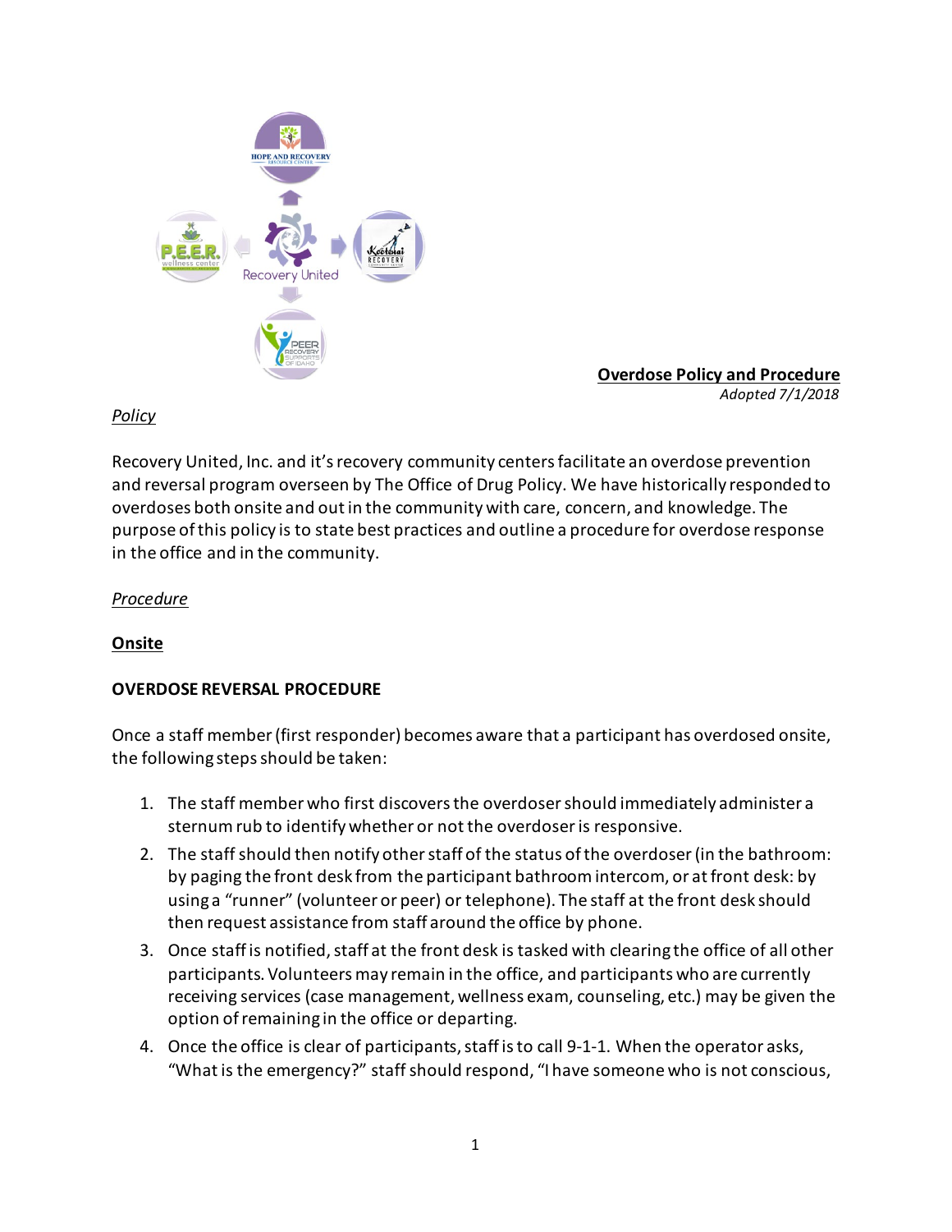# Overdose Policy and Procedure

*Adopted 7/1/2018*

*Policy*

Recovery United, Inc. and it's recovery community centers facilitate an overdose prevention and reversal program overseen by The Office of Drug Policy. We have historically responded to overdoses both onsite and out in the community with care, concern, and knowledge. The purpose of this policy is to state best practices and outline a procedure for overdose response in the office and in the community.

*Procedure*

## Onsite

### OVERDOSE REVERSAL PROCEDURE

Once a staff member (first responder) becomes aware that a participant has overdosed onsite, the following steps should be taken:

1. The staff member who first discovers the overdoser should immediately administer a sternum rub to identify whether or not the overdoser is responsive.
2. The staff should then notify other staff of the status of the overdoser (in the bathroom: by paging the front desk from the participant bathroom intercom, or at front desk: by using a "runner" (volunteer or peer) or telephone). The staff at the front desk should then request assistance from staff around the office by phone.
3. Once staff is notified, staff at the front desk is tasked with clearing the office of all other participants. Volunteers may remain in the office, and participants who are currently receiving services (case management, wellness exam, counseling, etc.) may be given the option of remaining in the office or departing.
4. Once the office is clear of participants, staff is to call 9-1-1. When the operator asks, "What is the emergency?" staff should respond, "I have someone who is not conscious,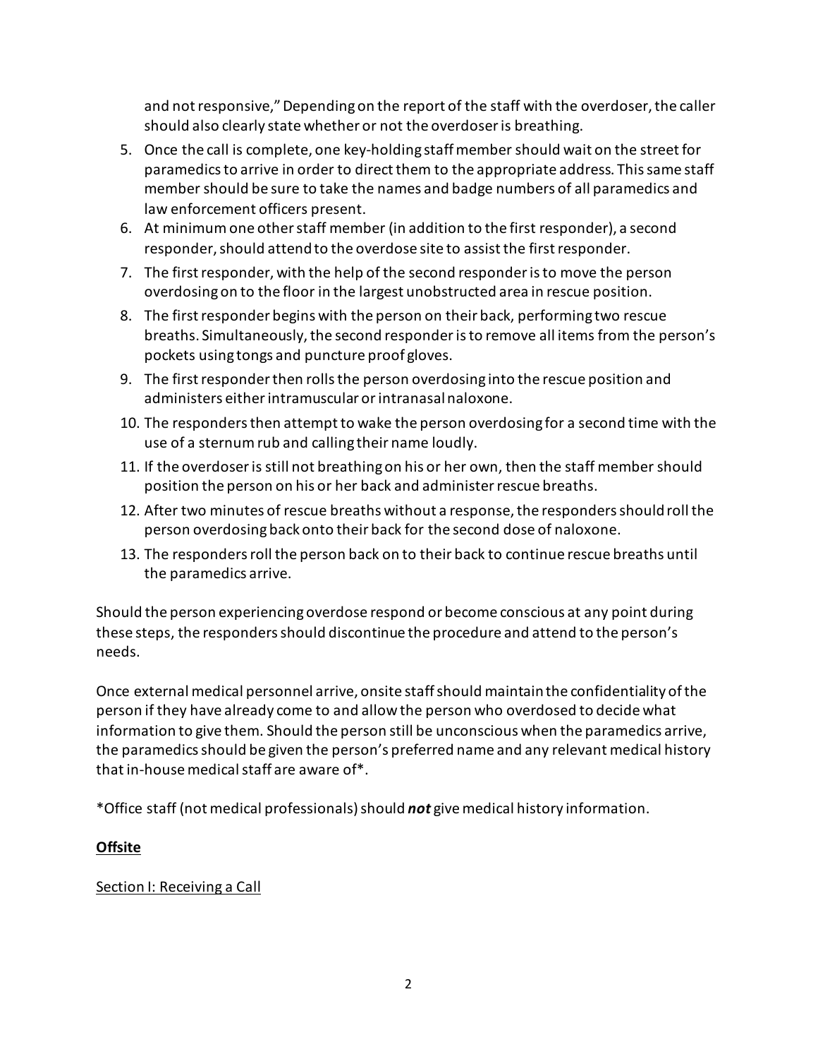and not responsive," Depending on the report of the staff with the overdoser, the caller should also clearly state whether or not the overdoser is breathing.

5. Once the call is complete, one key-holding staff member should wait on the street for paramedics to arrive in order to direct them to the appropriate address. This same staff member should be sure to take the names and badge numbers of all paramedics and law enforcement officers present.
6. At minimum one other staff member (in addition to the first responder), a second responder, should attend to the overdose site to assist the first responder.
7. The first responder, with the help of the second responder is to move the person overdosing on to the floor in the largest unobstructed area in rescue position.
8. The first responder begins with the person on their back, performing two rescue breaths. Simultaneously, the second responder is to remove all items from the person's pockets using tongs and puncture proof gloves.
9. The first responder then rolls the person overdosing into the rescue position and administers either intramuscular or intranasal naloxone.
10. The responders then attempt to wake the person overdosing for a second time with the use of a sternum rub and calling their name loudly.
11. If the overdoser is still not breathing on his or her own, then the staff member should position the person on his or her back and administer rescue breaths.
12. After two minutes of rescue breaths without a response, the responders should roll the person overdosing back onto their back for the second dose of naloxone.
13. The responders roll the person back on to their back to continue rescue breaths until the paramedics arrive.

Should the person experiencing overdose respond or become conscious at any point during these steps, the responders should discontinue the procedure and attend to the person's needs.

Once external medical personnel arrive, onsite staff should maintain the confidentiality of the person if they have already come to and allow the person who overdosed to decide what information to give them. Should the person still be unconscious when the paramedics arrive, the paramedics should be given the person's preferred name and any relevant medical history that in-house medical staff are aware of*.

*Office staff (not medical professionals) should ***not*** give medical history information.

**<u>Offsite</u>**

<u>Section I: Receiving a Call</u>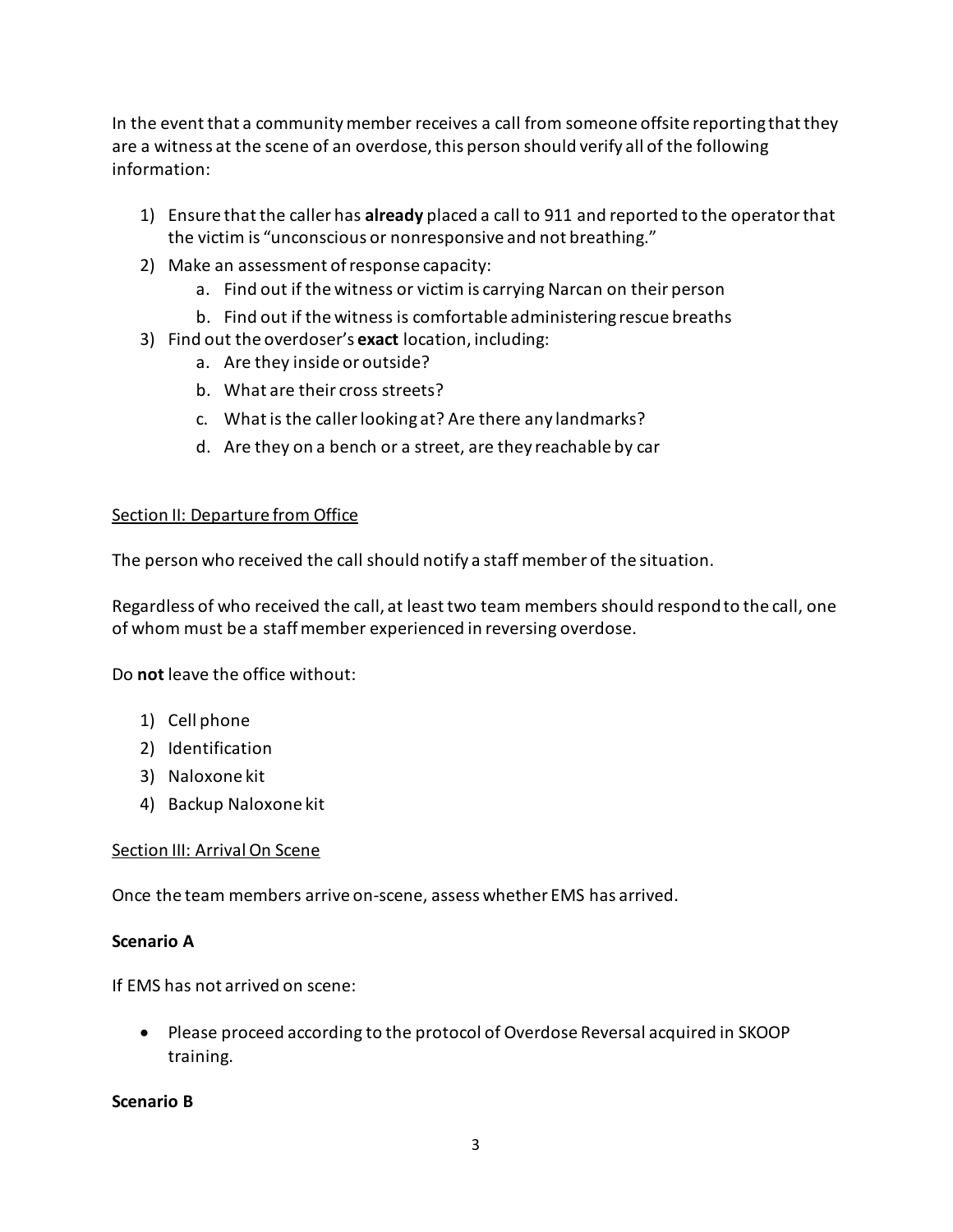In the event that a community member receives a call from someone offsite reporting that they are a witness at the scene of an overdose, this person should verify all of the following information:

1) Ensure that the caller has **already** placed a call to 911 and reported to the operator that the victim is "unconscious or nonresponsive and not breathing."
2) Make an assessment of response capacity:
   a. Find out if the witness or victim is carrying Narcan on their person
   b. Find out if the witness is comfortable administering rescue breaths
3) Find out the overdoser's **exact** location, including:
   a. Are they inside or outside?
   b. What are their cross streets?
   c. What is the caller looking at? Are there any landmarks?
   d. Are they on a bench or a street, are they reachable by car

## Section II: Departure from Office

The person who received the call should notify a staff member of the situation.

Regardless of who received the call, at least two team members should respond to the call, one of whom must be a staff member experienced in reversing overdose.

Do **not** leave the office without:

1) Cell phone
2) Identification
3) Naloxone kit
4) Backup Naloxone kit

## Section III: Arrival On Scene

Once the team members arrive on-scene, assess whether EMS has arrived.

### Scenario A

If EMS has not arrived on scene:

- Please proceed according to the protocol of Overdose Reversal acquired in SKOOP training.

### Scenario B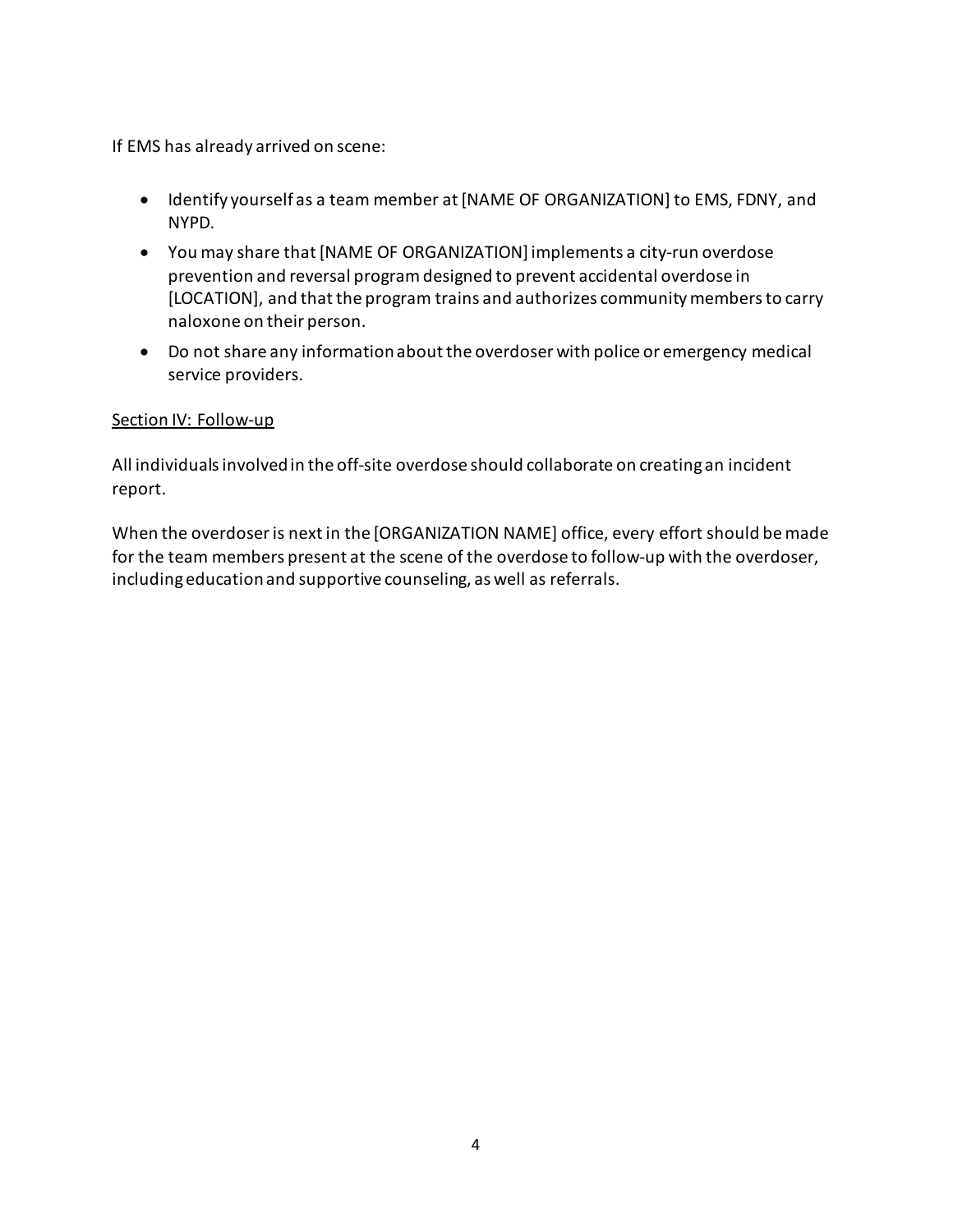If EMS has already arrived on scene:

- Identify yourself as a team member at [NAME OF ORGANIZATION] to EMS, FDNY, and NYPD.
- You may share that [NAME OF ORGANIZATION] implements a city-run overdose prevention and reversal program designed to prevent accidental overdose in [LOCATION], and that the program trains and authorizes community members to carry naloxone on their person.
- Do not share any information about the overdoser with police or emergency medical service providers.

<u>Section IV: Follow-up</u>

All individuals involved in the off-site overdose should collaborate on creating an incident report.

When the overdoser is next in the [ORGANIZATION NAME] office, every effort should be made for the team members present at the scene of the overdose to follow-up with the overdoser, including education and supportive counseling, as well as referrals.